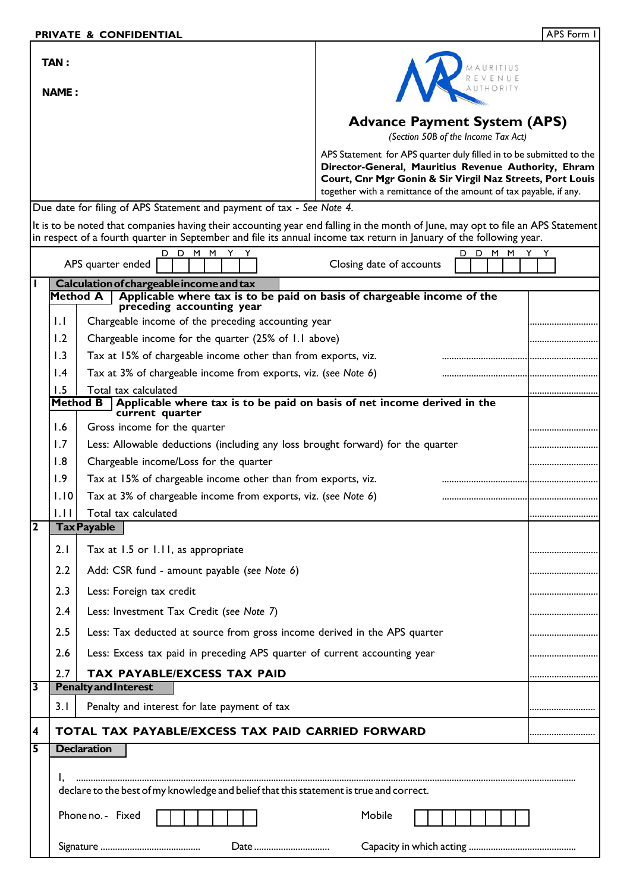**PRIVATE & CONFIDENTIAL** | APS Form I

**TAN :**

**NAME :**

MAURITIUS REVENUE AUTHORITY

## Advance Payment System (APS)

*(Section 50B of the Income Tax Act)*

APS Statement for APS quarter duly filled in to be submitted to the **Director-General, Mauritius Revenue Authority, Ehram Court, Cnr Mgr Gonin & Sir Virgil Naz Streets, Port Louis** together with a remittance of the amount of tax payable, if any.

Due date for filing of APS Statement and payment of tax - *See Note 4.*

It is to be noted that companies having their accounting year end falling in the month of June, may opt to file an APS Statement in respect of a fourth quarter in September and file its annual income tax return in January of the following year.

APS quarter ended D D M M Y Y | | | | | | |    Closing date of accounts D D M M Y Y | | | | | | |

| | | | |
|---|---|---|---|
| **1** | **Calculation of chargeable income and tax** | | |
| | **Method A** | **Applicable where tax is to be paid on basis of chargeable income of the preceding accounting year** | |
| | 1.1 | Chargeable income of the preceding accounting year | .......................... |
| | 1.2 | Chargeable income for the quarter (25% of 1.1 above) | .......................... |
| | 1.3 | Tax at 15% of chargeable income other than from exports, viz. .......................... | .......................... |
| | 1.4 | Tax at 3% of chargeable income from exports, viz. (*see Note 6*) .......................... | .......................... |
| | 1.5 | Total tax calculated | .......................... |
| | **Method B** | **Applicable where tax is to be paid on basis of net income derived in the current quarter** | |
| | 1.6 | Gross income for the quarter | .......................... |
| | 1.7 | Less: Allowable deductions (including any loss brought forward) for the quarter | .......................... |
| | 1.8 | Chargeable income/Loss for the quarter | .......................... |
| | 1.9 | Tax at 15% of chargeable income other than from exports, viz. .......................... | .......................... |
| | 1.10 | Tax at 3% of chargeable income from exports, viz. (*see Note 6*) .......................... | .......................... |
| | 1.11 | Total tax calculated | .......................... |
| **2** | **Tax Payable** | | |
| | 2.1 | Tax at 1.5 or 1.11, as appropriate | .......................... |
| | 2.2 | Add: CSR fund - amount payable (*see Note 6*) | .......................... |
| | 2.3 | Less: Foreign tax credit | .......................... |
| | 2.4 | Less: Investment Tax Credit (*see Note 7*) | .......................... |
| | 2.5 | Less: Tax deducted at source from gross income derived in the APS quarter | .......................... |
| | 2.6 | Less: Excess tax paid in preceding APS quarter of current accounting year | .......................... |
| | 2.7 | **TAX PAYABLE/EXCESS TAX PAID** | .......................... |
| **3** | **Penalty and Interest** | | |
| | 3.1 | Penalty and interest for late payment of tax | .......................... |
| **4** | **TOTAL TAX PAYABLE/EXCESS TAX PAID CARRIED FORWARD** | | .......................... |
| **5** | **Declaration** | | |

I, .......................................................................................................................................................

declare to the best of my knowledge and belief that this statement is true and correct.

Phone no. - Fixed | | | | | | | |    Mobile | | | | | | | | |

Signature ..................................    Date ..........................    Capacity in which acting ....................................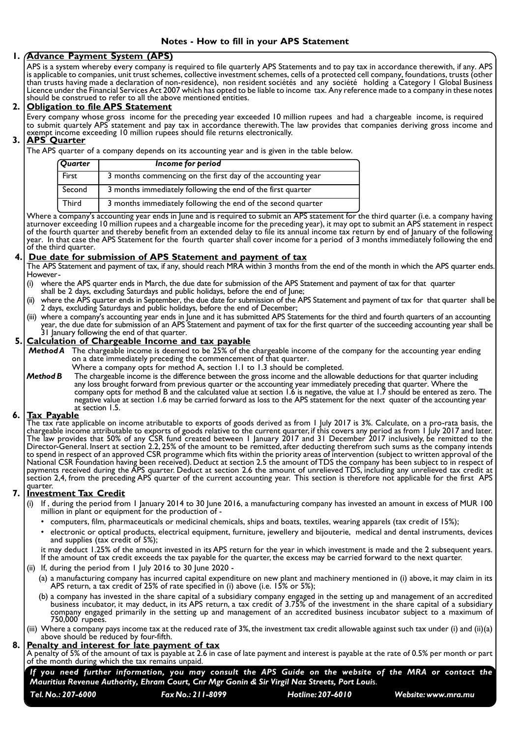# Notes - How to fill in your APS Statement

## 1. Advance Payment System (APS)

APS is a system whereby every company is required to file quarterly APS Statements and to pay tax in accordance therewith, if any. APS is applicable to companies, unit trust schemes, collective investment schemes, cells of a protected cell company, foundations, trusts (other than trusts having made a declaration of non-residence), non resident sociétés and any société holding a Category 1 Global Business Licence under the Financial Services Act 2007 which has opted to be liable to income tax. Any reference made to a company in these notes should be construed to refer to all the above mentioned entities.

## 2. Obligation to file APS Statement

Every company whose gross income for the preceding year exceeded 10 million rupees and had a chargeable income, is required to submit quartely APS statement and pay tax in accordance therewith. The law provides that companies deriving gross income and exempt income exceeding 10 million rupees should file returns electronically.

## 3. APS Quarter

The APS quarter of a company depends on its accounting year and is given in the table below.

| *Quarter* | *Income for period* |
|---|---|
| First | 3 months commencing on the first day of the accounting year |
| Second | 3 months immediately following the end of the first quarter |
| Third | 3 months immediately following the end of the second quarter |

Where a company's accounting year ends in June and is required to submit an APS statement for the third quarter (i.e. a company having aturnover exceeding 10 million rupees and a chargeable income for the preceding year), it may opt to submit an APS statement in respect of the fourth quarter and thereby benefit from an extended delay to file its annual income tax return by end of January of the following year. In that case the APS Statement for the fourth quarter shall cover income for a period of 3 months immediately following the end of the third quarter.

## 4. Due date for submission of APS Statement and payment of tax

The APS Statement and payment of tax, if any, should reach MRA within 3 months from the end of the month in which the APS quarter ends. However-

(i) where the APS quarter ends in March, the due date for submission of the APS Statement and payment of tax for that quarter shall be 2 days, excluding Saturdays and public holidays, before the end of June;

(ii) where the APS quarter ends in September, the due date for submission of the APS Statement and payment of tax for that quarter shall be 2 days, excluding Saturdays and public holidays, before the end of December;

(iii) where a company's accounting year ends in June and it has submitted APS Statements for the third and fourth quarters of an accounting year, the due date for submission of an APS Statement and payment of tax for the first quarter of the succeeding accounting year shall be 31 January following the end of that quarter.

## 5. Calculation of Chargeable Income and tax payable

***Method A*** The chargeable income is deemed to be 25% of the chargeable income of the company for the accounting year ending on a date immediately preceding the commencement of that quarter.
Where a company opts for method A, section 1.1 to 1.3 should be completed.

***Method B*** The chargeable income is the difference between the gross income and the allowable deductions for that quarter including any loss brought forward from previous quarter or the accounting year immediately preceding that quarter. Where the company opts for method B and the calculated value at section 1.6 is negative, the value at 1.7 should be entered as zero. The negative value at section 1.6 may be carried forward as loss to the APS statement for the next quater of the accounting year at section 1.5.

## 6. Tax Payable

The tax rate applicable on income atributable to exports of goods derived as from 1 July 2017 is 3%. Calculate, on a pro-rata basis, the chargeable income attributable to exports of goods relative to the current quarter, if this covers any period as from 1 July 2017 and later. The law provides that 50% of any CSR fund created between 1 January 2017 and 31 December 2017 inclusively, be remitted to the Director-General. Insert at section 2.2, 25% of the amount to be remitted, after deducting therefrom such sums as the company intends to spend in respect of an approved CSR programme which fits within the priority areas of intervention (subject to written approval of the National CSR Foundation having been received). Deduct at section 2.5 the amount of TDS the company has been subject to in respect of payments received during the APS quarter. Deduct at section 2.6 the amount of unrelieved TDS, including any unrelieved tax credit at section 2,4, from the preceding APS quarter of the current accounting year. This section is therefore not applicable for the first APS quarter.

## 7. Investment Tax Credit

(i) If , during the period from 1 January 2014 to 30 June 2016, a manufacturing company has invested an amount in excess of MUR 100 million in plant or equipment for the production of -

- computers, film, pharmaceuticals or medicinal chemicals, ships and boats, textiles, wearing apparels (tax credit of 15%);
- electronic or optical products, electrical equipment, furniture, jewellery and bijouterie, medical and dental instruments, devices and supplies (tax credit of 5%);

it may deduct 1.25% of the amount invested in its APS return for the year in which investment is made and the 2 subsequent years. If the amount of tax credit exceeds the tax payable for the quarter, the excess may be carried forward to the next quarter.

(ii) If, during the period from 1 July 2016 to 30 June 2020 -

(a) a manufacturing company has incurred capital expenditure on new plant and machinery mentioned in (i) above, it may claim in its APS return, a tax credit of 25% of rate specified in (i) above (i.e. 15% or 5%);

(b) a company has invested in the share capital of a subsidiary company engaged in the setting up and management of an accredited business incubator, it may deduct, in its APS return, a tax credit of 3.75% of the investment in the share capital of a subsidiary company engaged primarily in the setting up and management of an accredited business incubator subject to a maximum of 750,000 rupees.

(iii) Where a company pays income tax at the reduced rate of 3%, the investment tax credit allowable against such tax under (i) and (ii)(a) above should be reduced by four-fifth.

## 8. Penalty and interest for late payment of tax

A penalty of 5% of the amount of tax is payable at 2.6 in case of late payment and interest is payable at the rate of 0.5% per month or part of the month during which the tax remains unpaid.

***If you need further information, you may consult the APS Guide on the website of the MRA or contact the Mauritius Revenue Authority, Ehram Court, Cnr Mgr Gonin & Sir Virgil Naz Streets, Port Louis.***

***Tel. No.: 207-6000*** ***Fax No.: 211-8099*** ***Hotline: 207-6010*** ***Website: www.mra.mu***